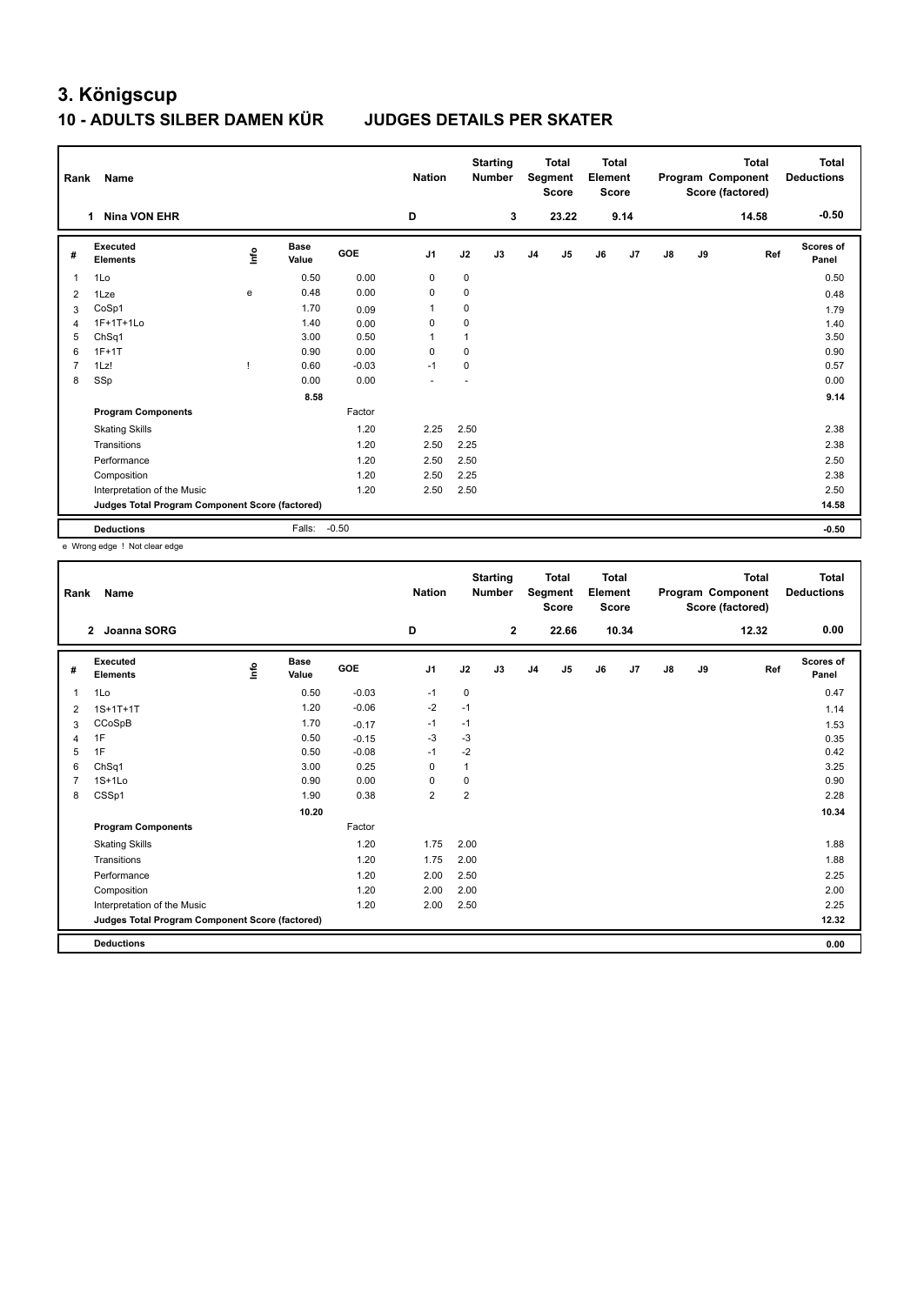# 3. Königscup

## 10 - ADULTS SILBER DAMEN KÜR JUDGES DETAILS PER SKATER

| Rank | Name | Nation | Starting Number | Total Segment Score | Total Element Score | Total Program Component Score (factored) | Total Deductions |
|---|---|---|---|---|---|---|---|
| 1 | Nina VON EHR | D | 3 | 23.22 | 9.14 | 14.58 | -0.50 |

| # | Executed Elements | Info | Base Value | GOE | J1 | J2 | J3 | J4 | J5 | J6 | J7 | J8 | J9 | Ref | Scores of Panel |
|---|---|---|---|---|---|---|---|---|---|---|---|---|---|---|---|
| 1 | 1Lo | | 0.50 | 0.00 | 0 | 0 | | | | | | | | | 0.50 |
| 2 | 1Lze | e | 0.48 | 0.00 | 0 | 0 | | | | | | | | | 0.48 |
| 3 | CoSp1 | | 1.70 | 0.09 | 1 | 0 | | | | | | | | | 1.79 |
| 4 | 1F+1T+1Lo | | 1.40 | 0.00 | 0 | 0 | | | | | | | | | 1.40 |
| 5 | ChSq1 | | 3.00 | 0.50 | 1 | 1 | | | | | | | | | 3.50 |
| 6 | 1F+1T | | 0.90 | 0.00 | 0 | 0 | | | | | | | | | 0.90 |
| 7 | 1Lz! | ! | 0.60 | -0.03 | -1 | 0 | | | | | | | | | 0.57 |
| 8 | SSp | | 0.00 | 0.00 | - | - | | | | | | | | | 0.00 |
| | | | 8.58 | | | | | | | | | | | | 9.14 |
| | **Program Components** | | | Factor | | | | | | | | | | | |
| | Skating Skills | | | 1.20 | 2.25 | 2.50 | | | | | | | | | 2.38 |
| | Transitions | | | 1.20 | 2.50 | 2.25 | | | | | | | | | 2.38 |
| | Performance | | | 1.20 | 2.50 | 2.50 | | | | | | | | | 2.50 |
| | Composition | | | 1.20 | 2.50 | 2.25 | | | | | | | | | 2.38 |
| | Interpretation of the Music | | | 1.20 | 2.50 | 2.50 | | | | | | | | | 2.50 |
| | **Judges Total Program Component Score (factored)** | | | | | | | | | | | | | | 14.58 |
| | **Deductions** | | Falls: | -0.50 | | | | | | | | | | | -0.50 |

e Wrong edge ! Not clear edge

| Rank | Name | Nation | Starting Number | Total Segment Score | Total Element Score | Total Program Component Score (factored) | Total Deductions |
|---|---|---|---|---|---|---|---|
| 2 | Joanna SORG | D | 2 | 22.66 | 10.34 | 12.32 | 0.00 |

| # | Executed Elements | Info | Base Value | GOE | J1 | J2 | J3 | J4 | J5 | J6 | J7 | J8 | J9 | Ref | Scores of Panel |
|---|---|---|---|---|---|---|---|---|---|---|---|---|---|---|---|
| 1 | 1Lo | | 0.50 | -0.03 | -1 | 0 | | | | | | | | | 0.47 |
| 2 | 1S+1T+1T | | 1.20 | -0.06 | -2 | -1 | | | | | | | | | 1.14 |
| 3 | CCoSpB | | 1.70 | -0.17 | -1 | -1 | | | | | | | | | 1.53 |
| 4 | 1F | | 0.50 | -0.15 | -3 | -3 | | | | | | | | | 0.35 |
| 5 | 1F | | 0.50 | -0.08 | -1 | -2 | | | | | | | | | 0.42 |
| 6 | ChSq1 | | 3.00 | 0.25 | 0 | 1 | | | | | | | | | 3.25 |
| 7 | 1S+1Lo | | 0.90 | 0.00 | 0 | 0 | | | | | | | | | 0.90 |
| 8 | CSSp1 | | 1.90 | 0.38 | 2 | 2 | | | | | | | | | 2.28 |
| | | | 10.20 | | | | | | | | | | | | 10.34 |
| | **Program Components** | | | Factor | | | | | | | | | | | |
| | Skating Skills | | | 1.20 | 1.75 | 2.00 | | | | | | | | | 1.88 |
| | Transitions | | | 1.20 | 1.75 | 2.00 | | | | | | | | | 1.88 |
| | Performance | | | 1.20 | 2.00 | 2.50 | | | | | | | | | 2.25 |
| | Composition | | | 1.20 | 2.00 | 2.00 | | | | | | | | | 2.00 |
| | Interpretation of the Music | | | 1.20 | 2.00 | 2.50 | | | | | | | | | 2.25 |
| | **Judges Total Program Component Score (factored)** | | | | | | | | | | | | | | 12.32 |
| | **Deductions** | | | | | | | | | | | | | | 0.00 |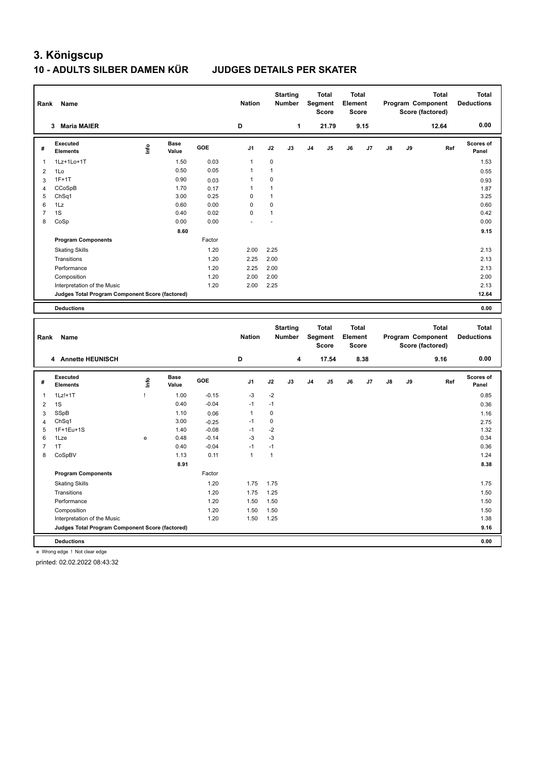# 3. Königscup

## 10 - ADULTS SILBER DAMEN KÜR JUDGES DETAILS PER SKATER

| Rank | Name | Nation | Starting Number | Total Segment Score | Total Element Score | Total Program Component Score (factored) | Total Deductions |
|---|---|---|---|---|---|---|---|
| 3 | Maria MAIER | D | 1 | 21.79 | 9.15 | 12.64 | 0.00 |

| # | Executed Elements | Info | Base Value | GOE | J1 | J2 | J3 | J4 | J5 | J6 | J7 | J8 | J9 | Ref | Scores of Panel |
|---|---|---|---|---|---|---|---|---|---|---|---|---|---|---|---|
| 1 | 1Lz+1Lo+1T | | 1.50 | 0.03 | 1 | 0 | | | | | | | | | 1.53 |
| 2 | 1Lo | | 0.50 | 0.05 | 1 | 1 | | | | | | | | | 0.55 |
| 3 | 1F+1T | | 0.90 | 0.03 | 1 | 0 | | | | | | | | | 0.93 |
| 4 | CCoSpB | | 1.70 | 0.17 | 1 | 1 | | | | | | | | | 1.87 |
| 5 | ChSq1 | | 3.00 | 0.25 | 0 | 1 | | | | | | | | | 3.25 |
| 6 | 1Lz | | 0.60 | 0.00 | 0 | 0 | | | | | | | | | 0.60 |
| 7 | 1S | | 0.40 | 0.02 | 0 | 1 | | | | | | | | | 0.42 |
| 8 | CoSp | | 0.00 | 0.00 | - | - | | | | | | | | | 0.00 |
| | | | 8.60 | | | | | | | | | | | | 9.15 |
| | **Program Components** | | | Factor | | | | | | | | | | | |
| | Skating Skills | | | 1.20 | 2.00 | 2.25 | | | | | | | | | 2.13 |
| | Transitions | | | 1.20 | 2.25 | 2.00 | | | | | | | | | 2.13 |
| | Performance | | | 1.20 | 2.25 | 2.00 | | | | | | | | | 2.13 |
| | Composition | | | 1.20 | 2.00 | 2.00 | | | | | | | | | 2.00 |
| | Interpretation of the Music | | | 1.20 | 2.00 | 2.25 | | | | | | | | | 2.13 |
| | **Judges Total Program Component Score (factored)** | | | | | | | | | | | | | | 12.64 |
| | **Deductions** | | | | | | | | | | | | | | 0.00 |

| Rank | Name | Nation | Starting Number | Total Segment Score | Total Element Score | Total Program Component Score (factored) | Total Deductions |
|---|---|---|---|---|---|---|---|
| 4 | Annette HEUNISCH | D | 4 | 17.54 | 8.38 | 9.16 | 0.00 |

| # | Executed Elements | Info | Base Value | GOE | J1 | J2 | J3 | J4 | J5 | J6 | J7 | J8 | J9 | Ref | Scores of Panel |
|---|---|---|---|---|---|---|---|---|---|---|---|---|---|---|---|
| 1 | 1Lz!+1T | ! | 1.00 | -0.15 | -3 | -2 | | | | | | | | | 0.85 |
| 2 | 1S | | 0.40 | -0.04 | -1 | -1 | | | | | | | | | 0.36 |
| 3 | SSpB | | 1.10 | 0.06 | 1 | 0 | | | | | | | | | 1.16 |
| 4 | ChSq1 | | 3.00 | -0.25 | -1 | 0 | | | | | | | | | 2.75 |
| 5 | 1F+1Eu+1S | | 1.40 | -0.08 | -1 | -2 | | | | | | | | | 1.32 |
| 6 | 1Lze | e | 0.48 | -0.14 | -3 | -3 | | | | | | | | | 0.34 |
| 7 | 1T | | 0.40 | -0.04 | -1 | -1 | | | | | | | | | 0.36 |
| 8 | CoSpBV | | 1.13 | 0.11 | 1 | 1 | | | | | | | | | 1.24 |
| | | | 8.91 | | | | | | | | | | | | 8.38 |
| | **Program Components** | | | Factor | | | | | | | | | | | |
| | Skating Skills | | | 1.20 | 1.75 | 1.75 | | | | | | | | | 1.75 |
| | Transitions | | | 1.20 | 1.75 | 1.25 | | | | | | | | | 1.50 |
| | Performance | | | 1.20 | 1.50 | 1.50 | | | | | | | | | 1.50 |
| | Composition | | | 1.20 | 1.50 | 1.50 | | | | | | | | | 1.50 |
| | Interpretation of the Music | | | 1.20 | 1.50 | 1.25 | | | | | | | | | 1.38 |
| | **Judges Total Program Component Score (factored)** | | | | | | | | | | | | | | 9.16 |
| | **Deductions** | | | | | | | | | | | | | | 0.00 |

e Wrong edge ! Not clear edge

printed: 02.02.2022 08:43:32